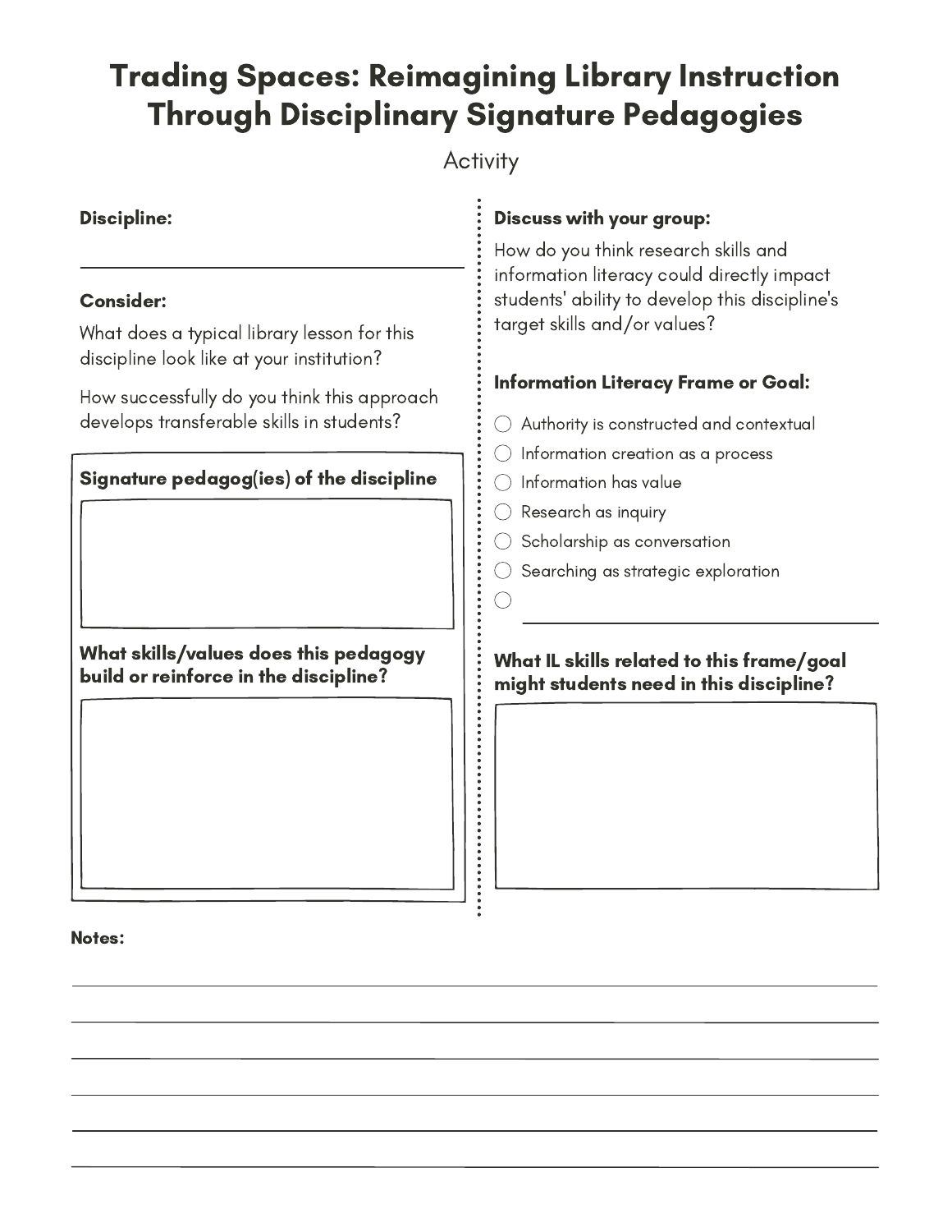# Trading Spaces: Reimagining Library Instruction Through Disciplinary Signature Pedagogies

Activity

**Discipline:**

______________________________

**Consider:**

What does a typical library lesson for this discipline look like at your institution?

How successfully do you think this approach develops transferable skills in students?

**Signature pedagog(ies) of the discipline**

**What skills/values does this pedagogy build or reinforce in the discipline?**

**Discuss with your group:**

How do you think research skills and information literacy could directly impact students' ability to develop this discipline's target skills and/or values?

**Information Literacy Frame or Goal:**

- ○ Authority is constructed and contextual
- ○ Information creation as a process
- ○ Information has value
- ○ Research as inquiry
- ○ Scholarship as conversation
- ○ Searching as strategic exploration
- ○ ______________________________

**What IL skills related to this frame/goal might students need in this discipline?**

**Notes:**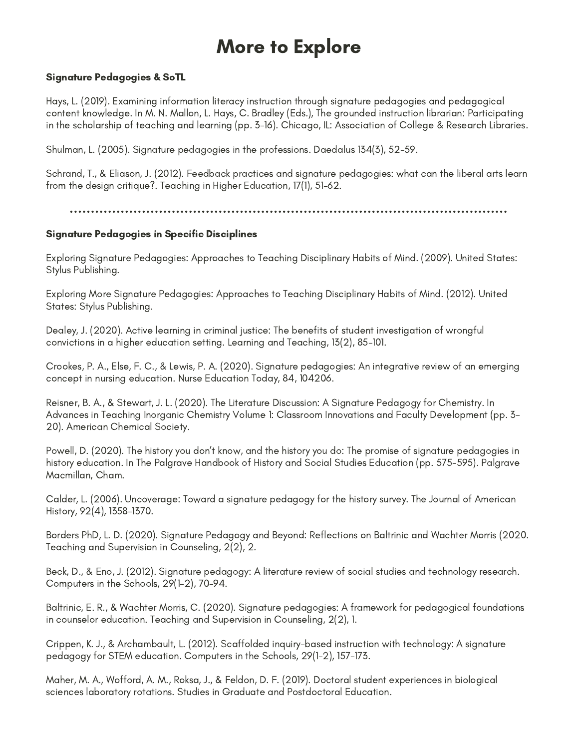# More to Explore

**Signature Pedagogies & SoTL**

Hays, L. (2019). Examining information literacy instruction through signature pedagogies and pedagogical content knowledge. In M. N. Mallon, L. Hays, C. Bradley (Eds.), The grounded instruction librarian: Participating in the scholarship of teaching and learning (pp. 3-16). Chicago, IL: Association of College & Research Libraries.

Shulman, L. (2005). Signature pedagogies in the professions. Daedalus 134(3), 52-59.

Schrand, T., & Eliason, J. (2012). Feedback practices and signature pedagogies: what can the liberal arts learn from the design critique?. Teaching in Higher Education, 17(1), 51-62.

---

**Signature Pedagogies in Specific Disciplines**

Exploring Signature Pedagogies: Approaches to Teaching Disciplinary Habits of Mind. (2009). United States: Stylus Publishing.

Exploring More Signature Pedagogies: Approaches to Teaching Disciplinary Habits of Mind. (2012). United States: Stylus Publishing.

Dealey, J. (2020). Active learning in criminal justice: The benefits of student investigation of wrongful convictions in a higher education setting. Learning and Teaching, 13(2), 85-101.

Crookes, P. A., Else, F. C., & Lewis, P. A. (2020). Signature pedagogies: An integrative review of an emerging concept in nursing education. Nurse Education Today, 84, 104206.

Reisner, B. A., & Stewart, J. L. (2020). The Literature Discussion: A Signature Pedagogy for Chemistry. In Advances in Teaching Inorganic Chemistry Volume 1: Classroom Innovations and Faculty Development (pp. 3-20). American Chemical Society.

Powell, D. (2020). The history you don't know, and the history you do: The promise of signature pedagogies in history education. In The Palgrave Handbook of History and Social Studies Education (pp. 575-595). Palgrave Macmillan, Cham.

Calder, L. (2006). Uncoverage: Toward a signature pedagogy for the history survey. The Journal of American History, 92(4), 1358-1370.

Borders PhD, L. D. (2020). Signature Pedagogy and Beyond: Reflections on Baltrinic and Wachter Morris (2020. Teaching and Supervision in Counseling, 2(2), 2.

Beck, D., & Eno, J. (2012). Signature pedagogy: A literature review of social studies and technology research. Computers in the Schools, 29(1-2), 70-94.

Baltrinic, E. R., & Wachter Morris, C. (2020). Signature pedagogies: A framework for pedagogical foundations in counselor education. Teaching and Supervision in Counseling, 2(2), 1.

Crippen, K. J., & Archambault, L. (2012). Scaffolded inquiry-based instruction with technology: A signature pedagogy for STEM education. Computers in the Schools, 29(1-2), 157-173.

Maher, M. A., Wofford, A. M., Roksa, J., & Feldon, D. F. (2019). Doctoral student experiences in biological sciences laboratory rotations. Studies in Graduate and Postdoctoral Education.